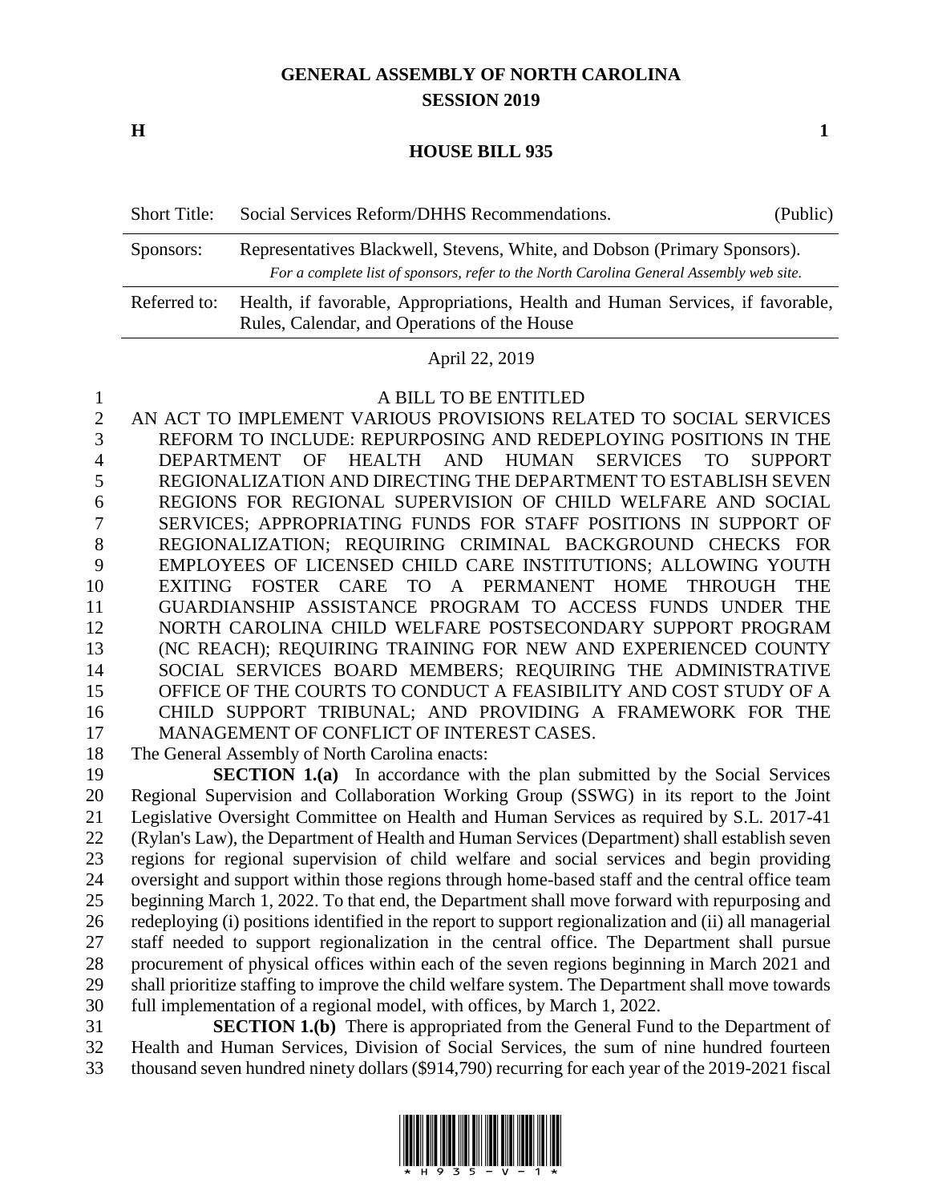# GENERAL ASSEMBLY OF NORTH CAROLINA
## SESSION 2019

**H** **1**

## HOUSE BILL 935

| Short Title: | Social Services Reform/DHHS Recommendations. | (Public) |
|---|---|---|
| Sponsors: | Representatives Blackwell, Stevens, White, and Dobson (Primary Sponsors). *For a complete list of sponsors, refer to the North Carolina General Assembly web site.* | |
| Referred to: | Health, if favorable, Appropriations, Health and Human Services, if favorable, Rules, Calendar, and Operations of the House | |

April 22, 2019

A BILL TO BE ENTITLED

AN ACT TO IMPLEMENT VARIOUS PROVISIONS RELATED TO SOCIAL SERVICES REFORM TO INCLUDE: REPURPOSING AND REDEPLOYING POSITIONS IN THE DEPARTMENT OF HEALTH AND HUMAN SERVICES TO SUPPORT REGIONALIZATION AND DIRECTING THE DEPARTMENT TO ESTABLISH SEVEN REGIONS FOR REGIONAL SUPERVISION OF CHILD WELFARE AND SOCIAL SERVICES; APPROPRIATING FUNDS FOR STAFF POSITIONS IN SUPPORT OF REGIONALIZATION; REQUIRING CRIMINAL BACKGROUND CHECKS FOR EMPLOYEES OF LICENSED CHILD CARE INSTITUTIONS; ALLOWING YOUTH EXITING FOSTER CARE TO A PERMANENT HOME THROUGH THE GUARDIANSHIP ASSISTANCE PROGRAM TO ACCESS FUNDS UNDER THE NORTH CAROLINA CHILD WELFARE POSTSECONDARY SUPPORT PROGRAM (NC REACH); REQUIRING TRAINING FOR NEW AND EXPERIENCED COUNTY SOCIAL SERVICES BOARD MEMBERS; REQUIRING THE ADMINISTRATIVE OFFICE OF THE COURTS TO CONDUCT A FEASIBILITY AND COST STUDY OF A CHILD SUPPORT TRIBUNAL; AND PROVIDING A FRAMEWORK FOR THE MANAGEMENT OF CONFLICT OF INTEREST CASES.

The General Assembly of North Carolina enacts:

**SECTION 1.(a)** In accordance with the plan submitted by the Social Services Regional Supervision and Collaboration Working Group (SSWG) in its report to the Joint Legislative Oversight Committee on Health and Human Services as required by S.L. 2017-41 (Rylan's Law), the Department of Health and Human Services (Department) shall establish seven regions for regional supervision of child welfare and social services and begin providing oversight and support within those regions through home-based staff and the central office team beginning March 1, 2022. To that end, the Department shall move forward with repurposing and redeploying (i) positions identified in the report to support regionalization and (ii) all managerial staff needed to support regionalization in the central office. The Department shall pursue procurement of physical offices within each of the seven regions beginning in March 2021 and shall prioritize staffing to improve the child welfare system. The Department shall move towards full implementation of a regional model, with offices, by March 1, 2022.

**SECTION 1.(b)** There is appropriated from the General Fund to the Department of Health and Human Services, Division of Social Services, the sum of nine hundred fourteen thousand seven hundred ninety dollars ($914,790) recurring for each year of the 2019-2021 fiscal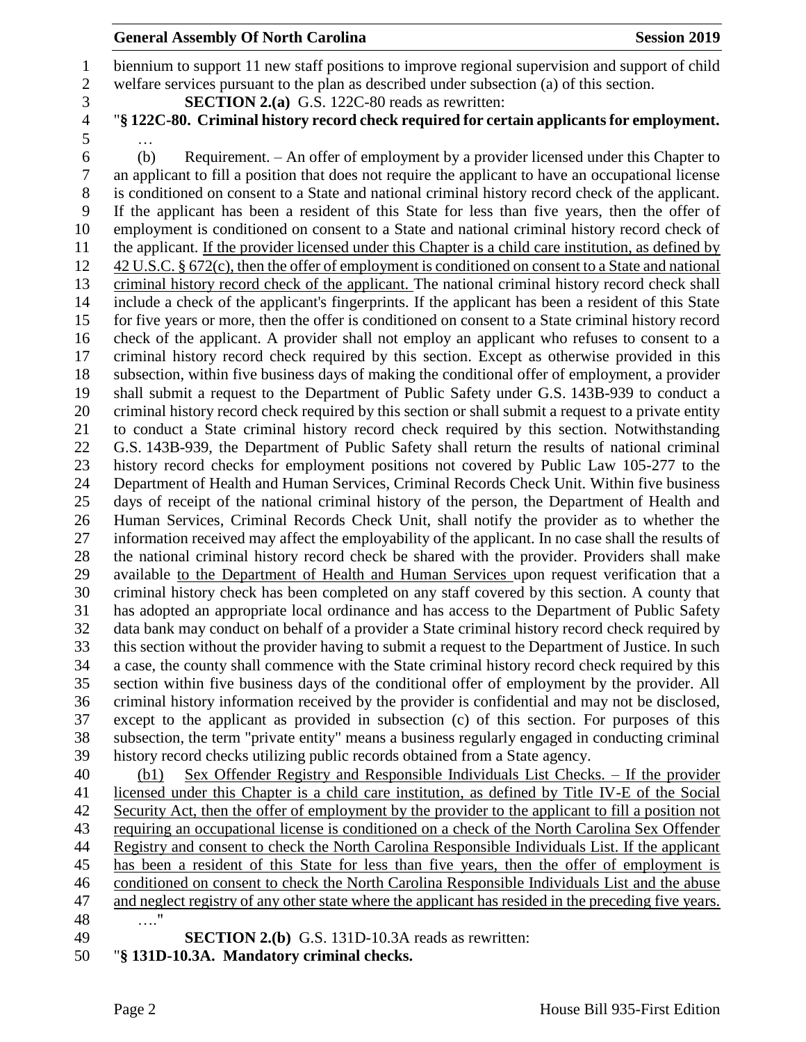biennium to support 11 new staff positions to improve regional supervision and support of child welfare services pursuant to the plan as described under subsection (a) of this section.

**SECTION 2.(a)** G.S. 122C-80 reads as rewritten:

"**§ 122C-80. Criminal history record check required for certain applicants for employment.**

…

(b) Requirement. – An offer of employment by a provider licensed under this Chapter to an applicant to fill a position that does not require the applicant to have an occupational license is conditioned on consent to a State and national criminal history record check of the applicant. If the applicant has been a resident of this State for less than five years, then the offer of employment is conditioned on consent to a State and national criminal history record check of the applicant. <u>If the provider licensed under this Chapter is a child care institution, as defined by 42 U.S.C. § 672(c), then the offer of employment is conditioned on consent to a State and national criminal history record check of the applicant.</u> The national criminal history record check shall include a check of the applicant's fingerprints. If the applicant has been a resident of this State for five years or more, then the offer is conditioned on consent to a State criminal history record check of the applicant. A provider shall not employ an applicant who refuses to consent to a criminal history record check required by this section. Except as otherwise provided in this subsection, within five business days of making the conditional offer of employment, a provider shall submit a request to the Department of Public Safety under G.S. 143B-939 to conduct a criminal history record check required by this section or shall submit a request to a private entity to conduct a State criminal history record check required by this section. Notwithstanding G.S. 143B-939, the Department of Public Safety shall return the results of national criminal history record checks for employment positions not covered by Public Law 105-277 to the Department of Health and Human Services, Criminal Records Check Unit. Within five business days of receipt of the national criminal history of the person, the Department of Health and Human Services, Criminal Records Check Unit, shall notify the provider as to whether the information received may affect the employability of the applicant. In no case shall the results of the national criminal history record check be shared with the provider. Providers shall make available <u>to the Department of Health and Human Services</u> upon request verification that a criminal history check has been completed on any staff covered by this section. A county that has adopted an appropriate local ordinance and has access to the Department of Public Safety data bank may conduct on behalf of a provider a State criminal history record check required by this section without the provider having to submit a request to the Department of Justice. In such a case, the county shall commence with the State criminal history record check required by this section within five business days of the conditional offer of employment by the provider. All criminal history information received by the provider is confidential and may not be disclosed, except to the applicant as provided in subsection (c) of this section. For purposes of this subsection, the term "private entity" means a business regularly engaged in conducting criminal history record checks utilizing public records obtained from a State agency.

<u>(b1) Sex Offender Registry and Responsible Individuals List Checks. – If the provider licensed under this Chapter is a child care institution, as defined by Title IV-E of the Social Security Act, then the offer of employment by the provider to the applicant to fill a position not requiring an occupational license is conditioned on a check of the North Carolina Sex Offender Registry and consent to check the North Carolina Responsible Individuals List. If the applicant has been a resident of this State for less than five years, then the offer of employment is conditioned on consent to check the North Carolina Responsible Individuals List and the abuse and neglect registry of any other state where the applicant has resided in the preceding five years.</u>

…."

**SECTION 2.(b)** G.S. 131D-10.3A reads as rewritten:

"**§ 131D-10.3A. Mandatory criminal checks.**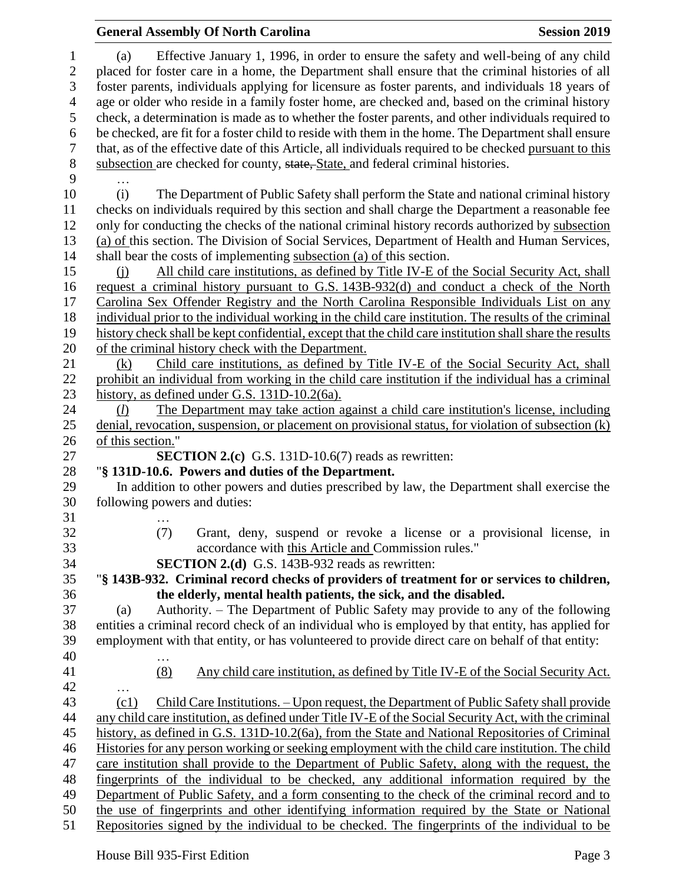(a) Effective January 1, 1996, in order to ensure the safety and well-being of any child placed for foster care in a home, the Department shall ensure that the criminal histories of all foster parents, individuals applying for licensure as foster parents, and individuals 18 years of age or older who reside in a family foster home, are checked and, based on the criminal history check, a determination is made as to whether the foster parents, and other individuals required to be checked, are fit for a foster child to reside with them in the home. The Department shall ensure that, as of the effective date of this Article, all individuals required to be checked pursuant to this subsection are checked for county, ~~state,~~ State, and federal criminal histories.

…

(i) The Department of Public Safety shall perform the State and national criminal history checks on individuals required by this section and shall charge the Department a reasonable fee only for conducting the checks of the national criminal history records authorized by subsection (a) of this section. The Division of Social Services, Department of Health and Human Services, shall bear the costs of implementing subsection (a) of this section.

(j) All child care institutions, as defined by Title IV-E of the Social Security Act, shall request a criminal history pursuant to G.S. 143B-932(d) and conduct a check of the North Carolina Sex Offender Registry and the North Carolina Responsible Individuals List on any individual prior to the individual working in the child care institution. The results of the criminal history check shall be kept confidential, except that the child care institution shall share the results of the criminal history check with the Department.

(k) Child care institutions, as defined by Title IV-E of the Social Security Act, shall prohibit an individual from working in the child care institution if the individual has a criminal history, as defined under G.S. 131D-10.2(6a).

(*l*) The Department may take action against a child care institution's license, including denial, revocation, suspension, or placement on provisional status, for violation of subsection (k) of this section."

**SECTION 2.(c)** G.S. 131D-10.6(7) reads as rewritten:

"**§ 131D-10.6. Powers and duties of the Department.**

In addition to other powers and duties prescribed by law, the Department shall exercise the following powers and duties:

…

(7) Grant, deny, suspend or revoke a license or a provisional license, in accordance with this Article and Commission rules."

**SECTION 2.(d)** G.S. 143B-932 reads as rewritten:

"**§ 143B-932. Criminal record checks of providers of treatment for or services to children, the elderly, mental health patients, the sick, and the disabled.**

(a) Authority. – The Department of Public Safety may provide to any of the following entities a criminal record check of an individual who is employed by that entity, has applied for employment with that entity, or has volunteered to provide direct care on behalf of that entity:

…

(8) Any child care institution, as defined by Title IV-E of the Social Security Act.

…

(c1) Child Care Institutions. – Upon request, the Department of Public Safety shall provide any child care institution, as defined under Title IV-E of the Social Security Act, with the criminal history, as defined in G.S. 131D-10.2(6a), from the State and National Repositories of Criminal Histories for any person working or seeking employment with the child care institution. The child care institution shall provide to the Department of Public Safety, along with the request, the fingerprints of the individual to be checked, any additional information required by the Department of Public Safety, and a form consenting to the check of the criminal record and to the use of fingerprints and other identifying information required by the State or National Repositories signed by the individual to be checked. The fingerprints of the individual to be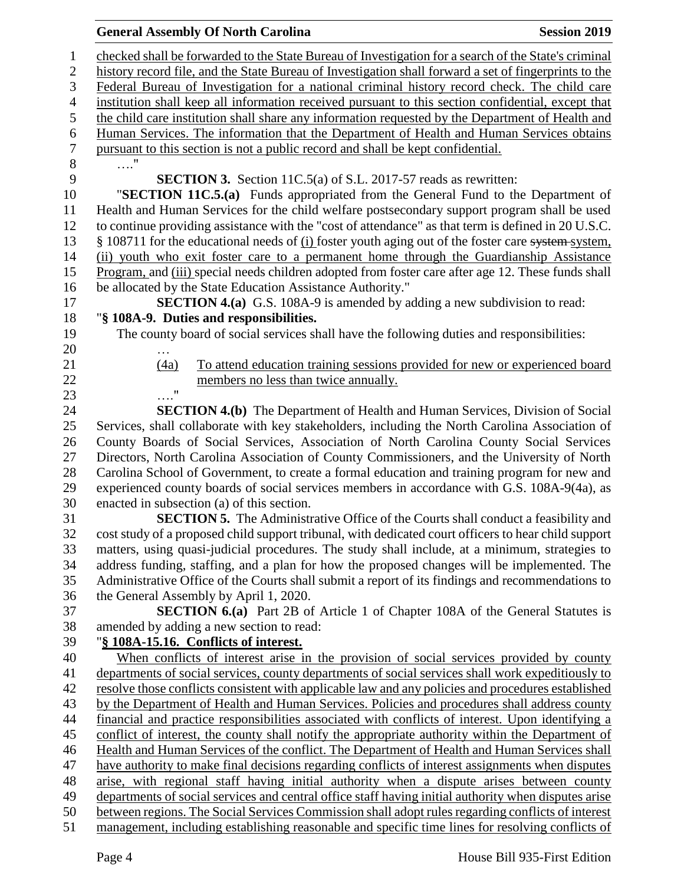checked shall be forwarded to the State Bureau of Investigation for a search of the State's criminal history record file, and the State Bureau of Investigation shall forward a set of fingerprints to the Federal Bureau of Investigation for a national criminal history record check. The child care institution shall keep all information received pursuant to this section confidential, except that the child care institution shall share any information requested by the Department of Health and Human Services. The information that the Department of Health and Human Services obtains pursuant to this section is not a public record and shall be kept confidential.

…."

**SECTION 3.** Section 11C.5(a) of S.L. 2017-57 reads as rewritten:

"**SECTION 11C.5.(a)** Funds appropriated from the General Fund to the Department of Health and Human Services for the child welfare postsecondary support program shall be used to continue providing assistance with the "cost of attendance" as that term is defined in 20 U.S.C. § 108711 for the educational needs of (i) foster youth aging out of the foster care ~~system~~ system, (ii) youth who exit foster care to a permanent home through the Guardianship Assistance Program, and (iii) special needs children adopted from foster care after age 12. These funds shall be allocated by the State Education Assistance Authority."

**SECTION 4.(a)** G.S. 108A-9 is amended by adding a new subdivision to read:

"**§ 108A-9. Duties and responsibilities.**

The county board of social services shall have the following duties and responsibilities:

…

(4a) To attend education training sessions provided for new or experienced board members no less than twice annually.

…."

**SECTION 4.(b)** The Department of Health and Human Services, Division of Social Services, shall collaborate with key stakeholders, including the North Carolina Association of County Boards of Social Services, Association of North Carolina County Social Services Directors, North Carolina Association of County Commissioners, and the University of North Carolina School of Government, to create a formal education and training program for new and experienced county boards of social services members in accordance with G.S. 108A-9(4a), as enacted in subsection (a) of this section.

**SECTION 5.** The Administrative Office of the Courts shall conduct a feasibility and cost study of a proposed child support tribunal, with dedicated court officers to hear child support matters, using quasi-judicial procedures. The study shall include, at a minimum, strategies to address funding, staffing, and a plan for how the proposed changes will be implemented. The Administrative Office of the Courts shall submit a report of its findings and recommendations to the General Assembly by April 1, 2020.

**SECTION 6.(a)** Part 2B of Article 1 of Chapter 108A of the General Statutes is amended by adding a new section to read:

"**§ 108A-15.16. Conflicts of interest.**

When conflicts of interest arise in the provision of social services provided by county departments of social services, county departments of social services shall work expeditiously to resolve those conflicts consistent with applicable law and any policies and procedures established by the Department of Health and Human Services. Policies and procedures shall address county financial and practice responsibilities associated with conflicts of interest. Upon identifying a conflict of interest, the county shall notify the appropriate authority within the Department of Health and Human Services of the conflict. The Department of Health and Human Services shall have authority to make final decisions regarding conflicts of interest assignments when disputes arise, with regional staff having initial authority when a dispute arises between county departments of social services and central office staff having initial authority when disputes arise between regions. The Social Services Commission shall adopt rules regarding conflicts of interest management, including establishing reasonable and specific time lines for resolving conflicts of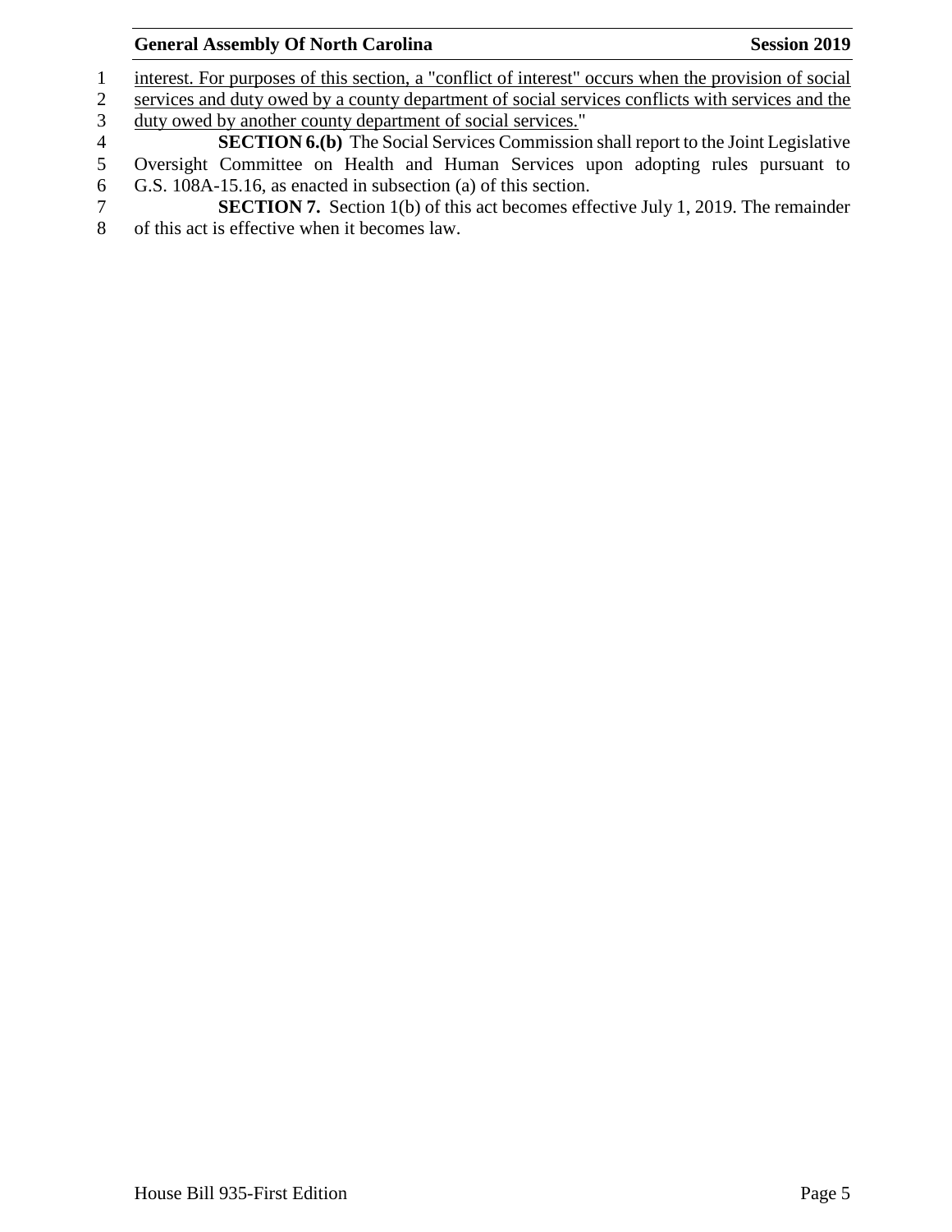interest. For purposes of this section, a "conflict of interest" occurs when the provision of social services and duty owed by a county department of social services conflicts with services and the duty owed by another county department of social services."

**SECTION 6.(b)** The Social Services Commission shall report to the Joint Legislative Oversight Committee on Health and Human Services upon adopting rules pursuant to G.S. 108A-15.16, as enacted in subsection (a) of this section.

**SECTION 7.** Section 1(b) of this act becomes effective July 1, 2019. The remainder of this act is effective when it becomes law.